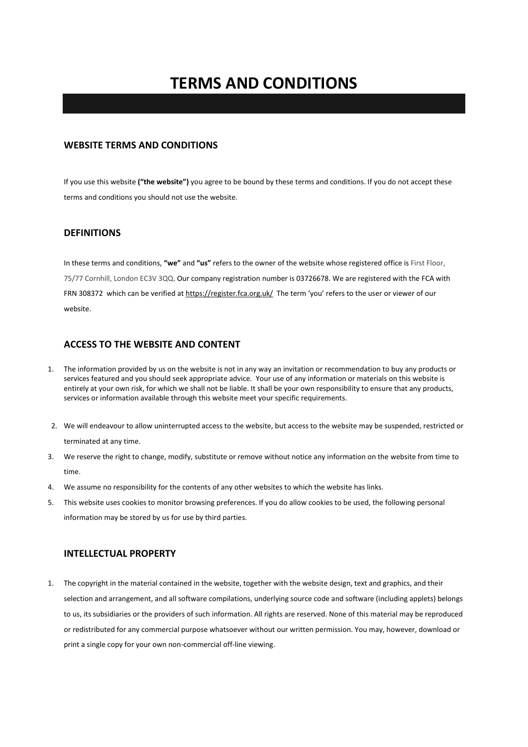# TERMS AND CONDITIONS

## WEBSITE TERMS AND CONDITIONS

If you use this website **("the website")** you agree to be bound by these terms and conditions. If you do not accept these terms and conditions you should not use the website.

## DEFINITIONS

In these terms and conditions, **"we"** and **"us"** refers to the owner of the website whose registered office is First Floor, 75/77 Cornhill, London EC3V 3QQ. Our company registration number is 03726678. We are registered with the FCA with FRN 308372 which can be verified at https://register.fca.org.uk/ The term 'you' refers to the user or viewer of our website.

## ACCESS TO THE WEBSITE AND CONTENT

1. The information provided by us on the website is not in any way an invitation or recommendation to buy any products or services featured and you should seek appropriate advice. Your use of any information or materials on this website is entirely at your own risk, for which we shall not be liable. It shall be your own responsibility to ensure that any products, services or information available through this website meet your specific requirements.
2. We will endeavour to allow uninterrupted access to the website, but access to the website may be suspended, restricted or terminated at any time.
3. We reserve the right to change, modify, substitute or remove without notice any information on the website from time to time.
4. We assume no responsibility for the contents of any other websites to which the website has links.
5. This website uses cookies to monitor browsing preferences. If you do allow cookies to be used, the following personal information may be stored by us for use by third parties.

## INTELLECTUAL PROPERTY

1. The copyright in the material contained in the website, together with the website design, text and graphics, and their selection and arrangement, and all software compilations, underlying source code and software (including applets) belongs to us, its subsidiaries or the providers of such information. All rights are reserved. None of this material may be reproduced or redistributed for any commercial purpose whatsoever without our written permission. You may, however, download or print a single copy for your own non-commercial off-line viewing.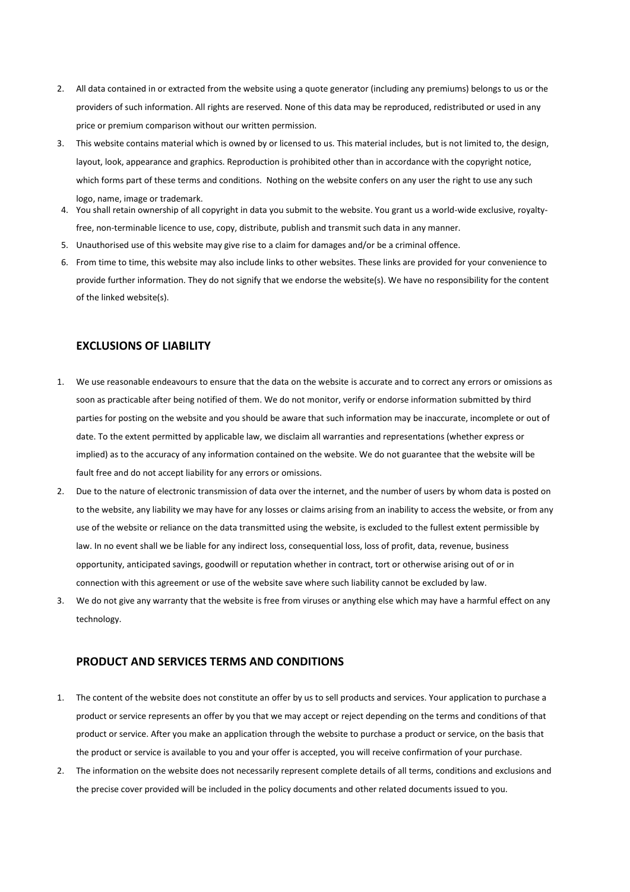2. All data contained in or extracted from the website using a quote generator (including any premiums) belongs to us or the providers of such information. All rights are reserved. None of this data may be reproduced, redistributed or used in any price or premium comparison without our written permission.
3. This website contains material which is owned by or licensed to us. This material includes, but is not limited to, the design, layout, look, appearance and graphics. Reproduction is prohibited other than in accordance with the copyright notice, which forms part of these terms and conditions. Nothing on the website confers on any user the right to use any such logo, name, image or trademark.
4. You shall retain ownership of all copyright in data you submit to the website. You grant us a world-wide exclusive, royalty-free, non-terminable licence to use, copy, distribute, publish and transmit such data in any manner.
5. Unauthorised use of this website may give rise to a claim for damages and/or be a criminal offence.
6. From time to time, this website may also include links to other websites. These links are provided for your convenience to provide further information. They do not signify that we endorse the website(s). We have no responsibility for the content of the linked website(s).

## EXCLUSIONS OF LIABILITY

1. We use reasonable endeavours to ensure that the data on the website is accurate and to correct any errors or omissions as soon as practicable after being notified of them. We do not monitor, verify or endorse information submitted by third parties for posting on the website and you should be aware that such information may be inaccurate, incomplete or out of date. To the extent permitted by applicable law, we disclaim all warranties and representations (whether express or implied) as to the accuracy of any information contained on the website. We do not guarantee that the website will be fault free and do not accept liability for any errors or omissions.
2. Due to the nature of electronic transmission of data over the internet, and the number of users by whom data is posted on to the website, any liability we may have for any losses or claims arising from an inability to access the website, or from any use of the website or reliance on the data transmitted using the website, is excluded to the fullest extent permissible by law. In no event shall we be liable for any indirect loss, consequential loss, loss of profit, data, revenue, business opportunity, anticipated savings, goodwill or reputation whether in contract, tort or otherwise arising out of or in connection with this agreement or use of the website save where such liability cannot be excluded by law.
3. We do not give any warranty that the website is free from viruses or anything else which may have a harmful effect on any technology.

## PRODUCT AND SERVICES TERMS AND CONDITIONS

1. The content of the website does not constitute an offer by us to sell products and services. Your application to purchase a product or service represents an offer by you that we may accept or reject depending on the terms and conditions of that product or service. After you make an application through the website to purchase a product or service, on the basis that the product or service is available to you and your offer is accepted, you will receive confirmation of your purchase.
2. The information on the website does not necessarily represent complete details of all terms, conditions and exclusions and the precise cover provided will be included in the policy documents and other related documents issued to you.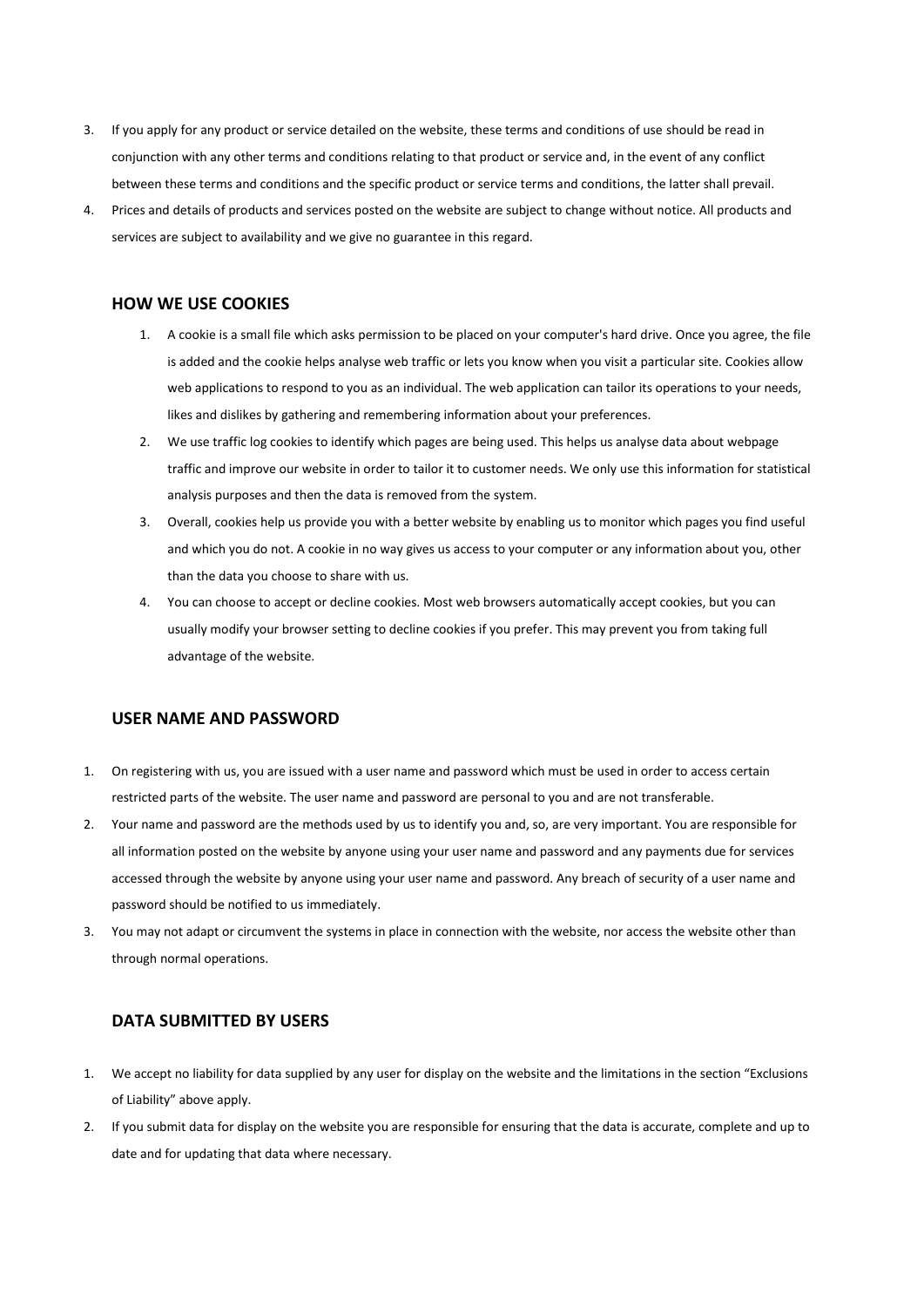3. If you apply for any product or service detailed on the website, these terms and conditions of use should be read in conjunction with any other terms and conditions relating to that product or service and, in the event of any conflict between these terms and conditions and the specific product or service terms and conditions, the latter shall prevail.
4. Prices and details of products and services posted on the website are subject to change without notice. All products and services are subject to availability and we give no guarantee in this regard.

## HOW WE USE COOKIES

1. A cookie is a small file which asks permission to be placed on your computer's hard drive. Once you agree, the file is added and the cookie helps analyse web traffic or lets you know when you visit a particular site. Cookies allow web applications to respond to you as an individual. The web application can tailor its operations to your needs, likes and dislikes by gathering and remembering information about your preferences.
2. We use traffic log cookies to identify which pages are being used. This helps us analyse data about webpage traffic and improve our website in order to tailor it to customer needs. We only use this information for statistical analysis purposes and then the data is removed from the system.
3. Overall, cookies help us provide you with a better website by enabling us to monitor which pages you find useful and which you do not. A cookie in no way gives us access to your computer or any information about you, other than the data you choose to share with us.
4. You can choose to accept or decline cookies. Most web browsers automatically accept cookies, but you can usually modify your browser setting to decline cookies if you prefer. This may prevent you from taking full advantage of the website.

## USER NAME AND PASSWORD

1. On registering with us, you are issued with a user name and password which must be used in order to access certain restricted parts of the website. The user name and password are personal to you and are not transferable.
2. Your name and password are the methods used by us to identify you and, so, are very important. You are responsible for all information posted on the website by anyone using your user name and password and any payments due for services accessed through the website by anyone using your user name and password. Any breach of security of a user name and password should be notified to us immediately.
3. You may not adapt or circumvent the systems in place in connection with the website, nor access the website other than through normal operations.

## DATA SUBMITTED BY USERS

1. We accept no liability for data supplied by any user for display on the website and the limitations in the section "Exclusions of Liability" above apply.
2. If you submit data for display on the website you are responsible for ensuring that the data is accurate, complete and up to date and for updating that data where necessary.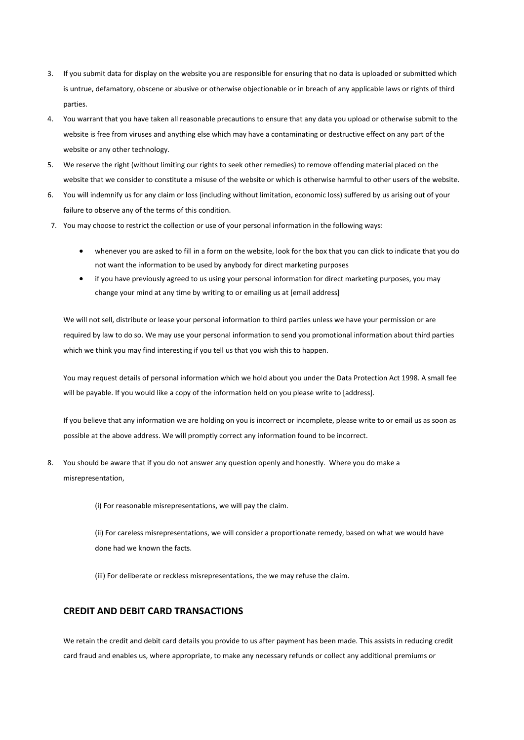3. If you submit data for display on the website you are responsible for ensuring that no data is uploaded or submitted which is untrue, defamatory, obscene or abusive or otherwise objectionable or in breach of any applicable laws or rights of third parties.
4. You warrant that you have taken all reasonable precautions to ensure that any data you upload or otherwise submit to the website is free from viruses and anything else which may have a contaminating or destructive effect on any part of the website or any other technology.
5. We reserve the right (without limiting our rights to seek other remedies) to remove offending material placed on the website that we consider to constitute a misuse of the website or which is otherwise harmful to other users of the website.
6. You will indemnify us for any claim or loss (including without limitation, economic loss) suffered by us arising out of your failure to observe any of the terms of this condition.
7. You may choose to restrict the collection or use of your personal information in the following ways:

    - whenever you are asked to fill in a form on the website, look for the box that you can click to indicate that you do not want the information to be used by anybody for direct marketing purposes
    - if you have previously agreed to us using your personal information for direct marketing purposes, you may change your mind at any time by writing to or emailing us at [email address]

    We will not sell, distribute or lease your personal information to third parties unless we have your permission or are required by law to do so. We may use your personal information to send you promotional information about third parties which we think you may find interesting if you tell us that you wish this to happen.

    You may request details of personal information which we hold about you under the Data Protection Act 1998. A small fee will be payable. If you would like a copy of the information held on you please write to [address].

    If you believe that any information we are holding on you is incorrect or incomplete, please write to or email us as soon as possible at the above address. We will promptly correct any information found to be incorrect.

8. You should be aware that if you do not answer any question openly and honestly. Where you do make a misrepresentation,

    (i) For reasonable misrepresentations, we will pay the claim.

    (ii) For careless misrepresentations, we will consider a proportionate remedy, based on what we would have done had we known the facts.

    (iii) For deliberate or reckless misrepresentations, the we may refuse the claim.

## CREDIT AND DEBIT CARD TRANSACTIONS

We retain the credit and debit card details you provide to us after payment has been made. This assists in reducing credit card fraud and enables us, where appropriate, to make any necessary refunds or collect any additional premiums or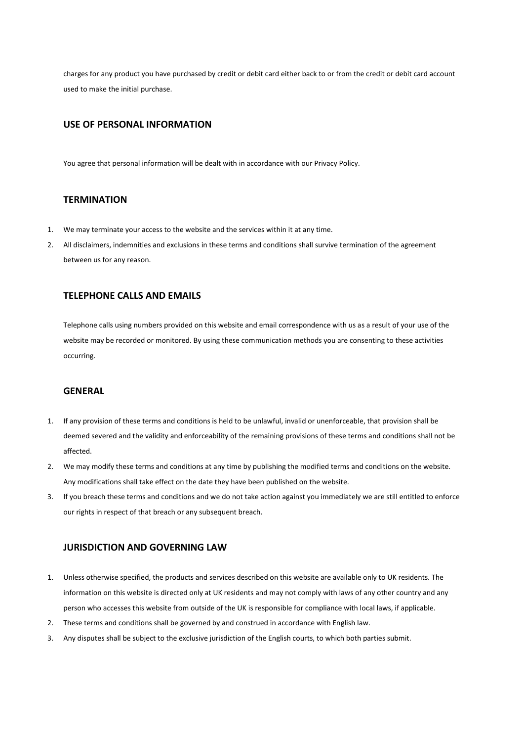charges for any product you have purchased by credit or debit card either back to or from the credit or debit card account used to make the initial purchase.

## USE OF PERSONAL INFORMATION

You agree that personal information will be dealt with in accordance with our Privacy Policy.

## TERMINATION

1. We may terminate your access to the website and the services within it at any time.
2. All disclaimers, indemnities and exclusions in these terms and conditions shall survive termination of the agreement between us for any reason.

## TELEPHONE CALLS AND EMAILS

Telephone calls using numbers provided on this website and email correspondence with us as a result of your use of the website may be recorded or monitored. By using these communication methods you are consenting to these activities occurring.

## GENERAL

1. If any provision of these terms and conditions is held to be unlawful, invalid or unenforceable, that provision shall be deemed severed and the validity and enforceability of the remaining provisions of these terms and conditions shall not be affected.
2. We may modify these terms and conditions at any time by publishing the modified terms and conditions on the website. Any modifications shall take effect on the date they have been published on the website.
3. If you breach these terms and conditions and we do not take action against you immediately we are still entitled to enforce our rights in respect of that breach or any subsequent breach.

## JURISDICTION AND GOVERNING LAW

1. Unless otherwise specified, the products and services described on this website are available only to UK residents. The information on this website is directed only at UK residents and may not comply with laws of any other country and any person who accesses this website from outside of the UK is responsible for compliance with local laws, if applicable.
2. These terms and conditions shall be governed by and construed in accordance with English law.
3. Any disputes shall be subject to the exclusive jurisdiction of the English courts, to which both parties submit.